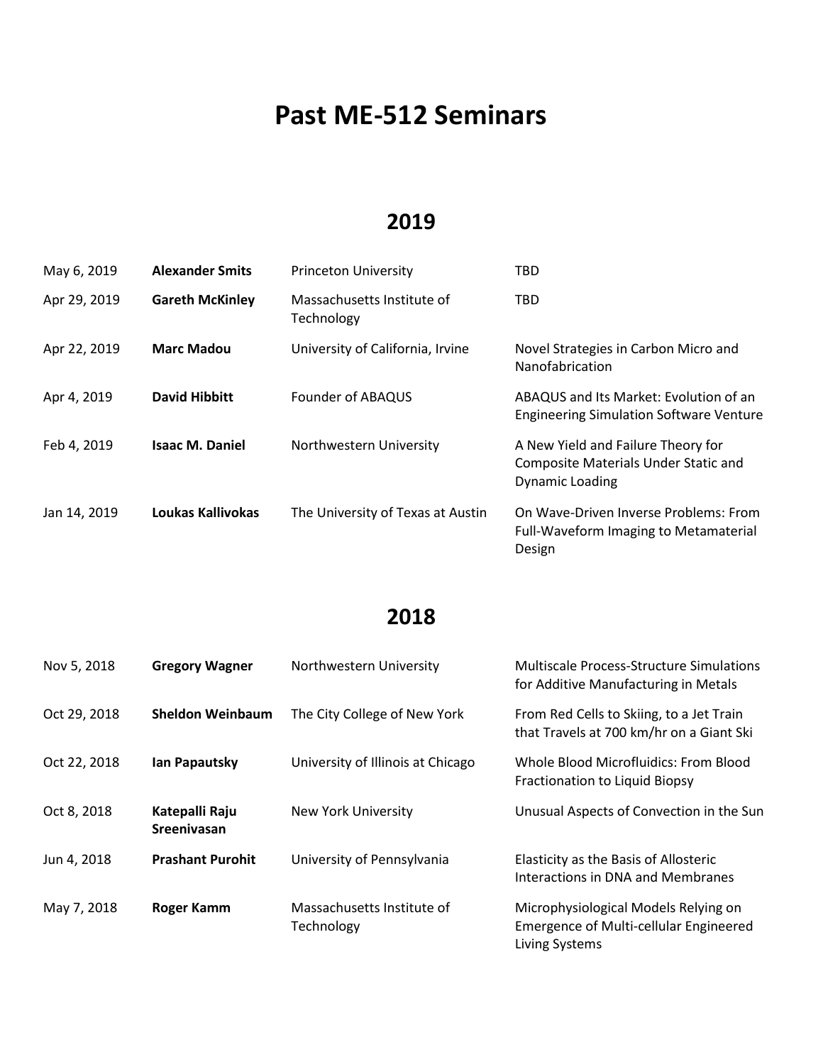# Past ME-512 Seminars

## 2019

| | | | |
|---|---|---|---|
| May 6, 2019 | **Alexander Smits** | Princeton University | TBD |
| Apr 29, 2019 | **Gareth McKinley** | Massachusetts Institute of Technology | TBD |
| Apr 22, 2019 | **Marc Madou** | University of California, Irvine | Novel Strategies in Carbon Micro and Nanofabrication |
| Apr 4, 2019 | **David Hibbitt** | Founder of ABAQUS | ABAQUS and Its Market: Evolution of an Engineering Simulation Software Venture |
| Feb 4, 2019 | **Isaac M. Daniel** | Northwestern University | A New Yield and Failure Theory for Composite Materials Under Static and Dynamic Loading |
| Jan 14, 2019 | **Loukas Kallivokas** | The University of Texas at Austin | On Wave-Driven Inverse Problems: From Full-Waveform Imaging to Metamaterial Design |

## 2018

| | | | |
|---|---|---|---|
| Nov 5, 2018 | **Gregory Wagner** | Northwestern University | Multiscale Process-Structure Simulations for Additive Manufacturing in Metals |
| Oct 29, 2018 | **Sheldon Weinbaum** | The City College of New York | From Red Cells to Skiing, to a Jet Train that Travels at 700 km/hr on a Giant Ski |
| Oct 22, 2018 | **Ian Papautsky** | University of Illinois at Chicago | Whole Blood Microfluidics: From Blood Fractionation to Liquid Biopsy |
| Oct 8, 2018 | **Katepalli Raju Sreenivasan** | New York University | Unusual Aspects of Convection in the Sun |
| Jun 4, 2018 | **Prashant Purohit** | University of Pennsylvania | Elasticity as the Basis of Allosteric Interactions in DNA and Membranes |
| May 7, 2018 | **Roger Kamm** | Massachusetts Institute of Technology | Microphysiological Models Relying on Emergence of Multi-cellular Engineered Living Systems |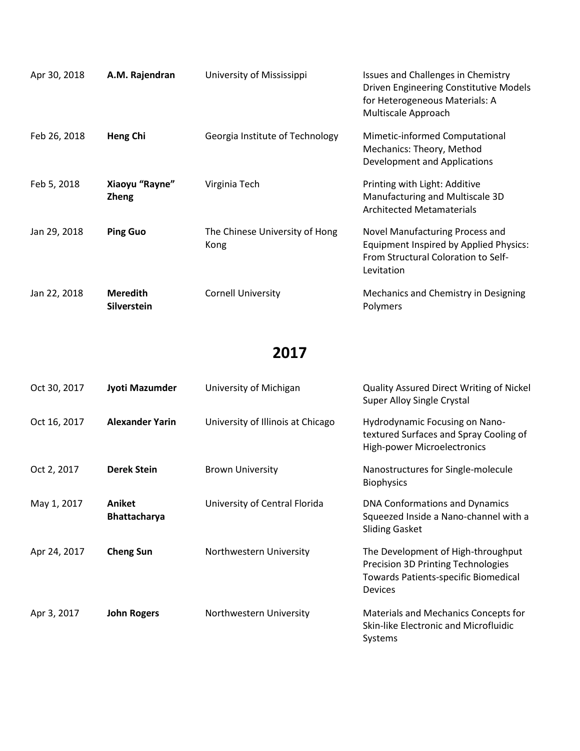| | | | |
|---|---|---|---|
| Apr 30, 2018 | **A.M. Rajendran** | University of Mississippi | Issues and Challenges in Chemistry Driven Engineering Constitutive Models for Heterogeneous Materials: A Multiscale Approach |
| Feb 26, 2018 | **Heng Chi** | Georgia Institute of Technology | Mimetic-informed Computational Mechanics: Theory, Method Development and Applications |
| Feb 5, 2018 | **Xiaoyu "Rayne" Zheng** | Virginia Tech | Printing with Light: Additive Manufacturing and Multiscale 3D Architected Metamaterials |
| Jan 29, 2018 | **Ping Guo** | The Chinese University of Hong Kong | Novel Manufacturing Process and Equipment Inspired by Applied Physics: From Structural Coloration to Self-Levitation |
| Jan 22, 2018 | **Meredith Silverstein** | Cornell University | Mechanics and Chemistry in Designing Polymers |

## 2017

| | | | |
|---|---|---|---|
| Oct 30, 2017 | **Jyoti Mazumder** | University of Michigan | Quality Assured Direct Writing of Nickel Super Alloy Single Crystal |
| Oct 16, 2017 | **Alexander Yarin** | University of Illinois at Chicago | Hydrodynamic Focusing on Nano-textured Surfaces and Spray Cooling of High-power Microelectronics |
| Oct 2, 2017 | **Derek Stein** | Brown University | Nanostructures for Single-molecule Biophysics |
| May 1, 2017 | **Aniket Bhattacharya** | University of Central Florida | DNA Conformations and Dynamics Squeezed Inside a Nano-channel with a Sliding Gasket |
| Apr 24, 2017 | **Cheng Sun** | Northwestern University | The Development of High-throughput Precision 3D Printing Technologies Towards Patients-specific Biomedical Devices |
| Apr 3, 2017 | **John Rogers** | Northwestern University | Materials and Mechanics Concepts for Skin-like Electronic and Microfluidic Systems |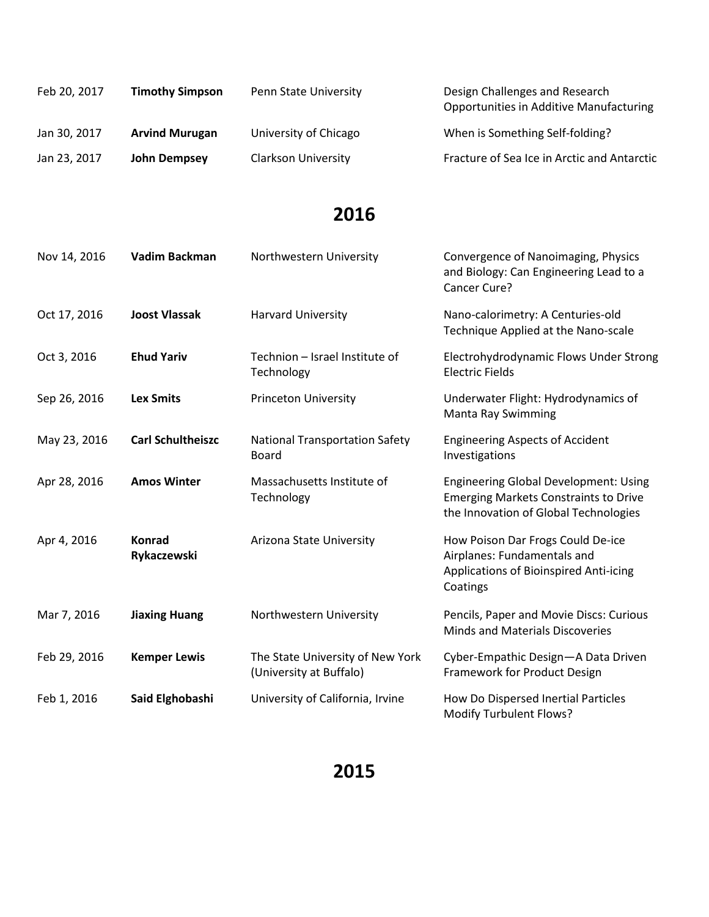| | | | |
|---|---|---|---|
| Feb 20, 2017 | **Timothy Simpson** | Penn State University | Design Challenges and Research Opportunities in Additive Manufacturing |
| Jan 30, 2017 | **Arvind Murugan** | University of Chicago | When is Something Self-folding? |
| Jan 23, 2017 | **John Dempsey** | Clarkson University | Fracture of Sea Ice in Arctic and Antarctic |

## 2016

| | | | |
|---|---|---|---|
| Nov 14, 2016 | **Vadim Backman** | Northwestern University | Convergence of Nanoimaging, Physics and Biology: Can Engineering Lead to a Cancer Cure? |
| Oct 17, 2016 | **Joost Vlassak** | Harvard University | Nano-calorimetry: A Centuries-old Technique Applied at the Nano-scale |
| Oct 3, 2016 | **Ehud Yariv** | Technion – Israel Institute of Technology | Electrohydrodynamic Flows Under Strong Electric Fields |
| Sep 26, 2016 | **Lex Smits** | Princeton University | Underwater Flight: Hydrodynamics of Manta Ray Swimming |
| May 23, 2016 | **Carl Schultheiszc** | National Transportation Safety Board | Engineering Aspects of Accident Investigations |
| Apr 28, 2016 | **Amos Winter** | Massachusetts Institute of Technology | Engineering Global Development: Using Emerging Markets Constraints to Drive the Innovation of Global Technologies |
| Apr 4, 2016 | **Konrad Rykaczewski** | Arizona State University | How Poison Dar Frogs Could De-ice Airplanes: Fundamentals and Applications of Bioinspired Anti-icing Coatings |
| Mar 7, 2016 | **Jiaxing Huang** | Northwestern University | Pencils, Paper and Movie Discs: Curious Minds and Materials Discoveries |
| Feb 29, 2016 | **Kemper Lewis** | The State University of New York (University at Buffalo) | Cyber-Empathic Design—A Data Driven Framework for Product Design |
| Feb 1, 2016 | **Said Elghobashi** | University of California, Irvine | How Do Dispersed Inertial Particles Modify Turbulent Flows? |

## 2015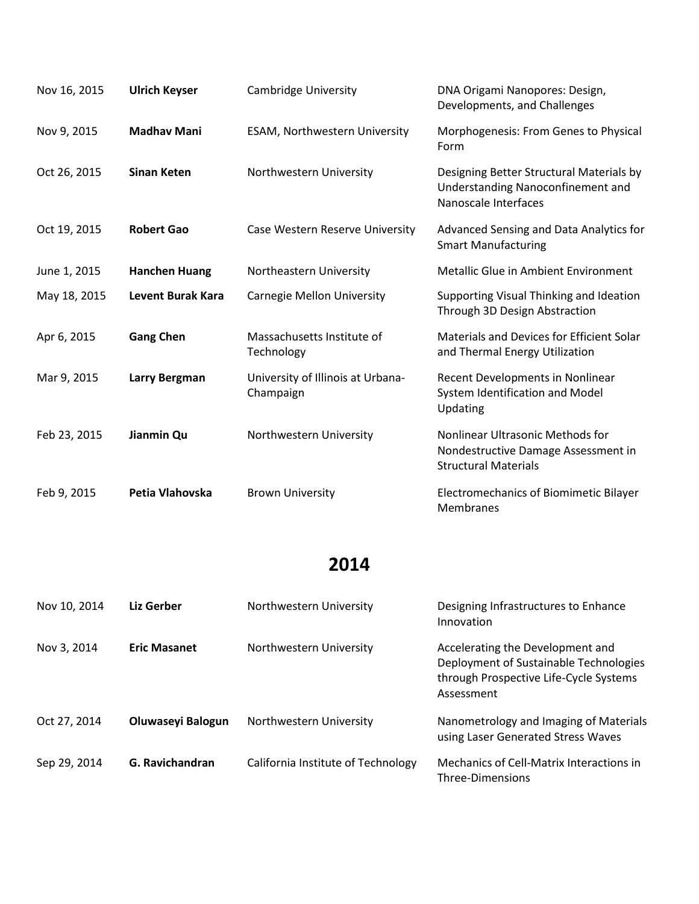| | | | |
|---|---|---|---|
| Nov 16, 2015 | **Ulrich Keyser** | Cambridge University | DNA Origami Nanopores: Design, Developments, and Challenges |
| Nov 9, 2015 | **Madhav Mani** | ESAM, Northwestern University | Morphogenesis: From Genes to Physical Form |
| Oct 26, 2015 | **Sinan Keten** | Northwestern University | Designing Better Structural Materials by Understanding Nanoconfinement and Nanoscale Interfaces |
| Oct 19, 2015 | **Robert Gao** | Case Western Reserve University | Advanced Sensing and Data Analytics for Smart Manufacturing |
| June 1, 2015 | **Hanchen Huang** | Northeastern University | Metallic Glue in Ambient Environment |
| May 18, 2015 | **Levent Burak Kara** | Carnegie Mellon University | Supporting Visual Thinking and Ideation Through 3D Design Abstraction |
| Apr 6, 2015 | **Gang Chen** | Massachusetts Institute of Technology | Materials and Devices for Efficient Solar and Thermal Energy Utilization |
| Mar 9, 2015 | **Larry Bergman** | University of Illinois at Urbana-Champaign | Recent Developments in Nonlinear System Identification and Model Updating |
| Feb 23, 2015 | **Jianmin Qu** | Northwestern University | Nonlinear Ultrasonic Methods for Nondestructive Damage Assessment in Structural Materials |
| Feb 9, 2015 | **Petia Vlahovska** | Brown University | Electromechanics of Biomimetic Bilayer Membranes |

## 2014

| | | | |
|---|---|---|---|
| Nov 10, 2014 | **Liz Gerber** | Northwestern University | Designing Infrastructures to Enhance Innovation |
| Nov 3, 2014 | **Eric Masanet** | Northwestern University | Accelerating the Development and Deployment of Sustainable Technologies through Prospective Life-Cycle Systems Assessment |
| Oct 27, 2014 | **Oluwaseyi Balogun** | Northwestern University | Nanometrology and Imaging of Materials using Laser Generated Stress Waves |
| Sep 29, 2014 | **G. Ravichandran** | California Institute of Technology | Mechanics of Cell-Matrix Interactions in Three-Dimensions |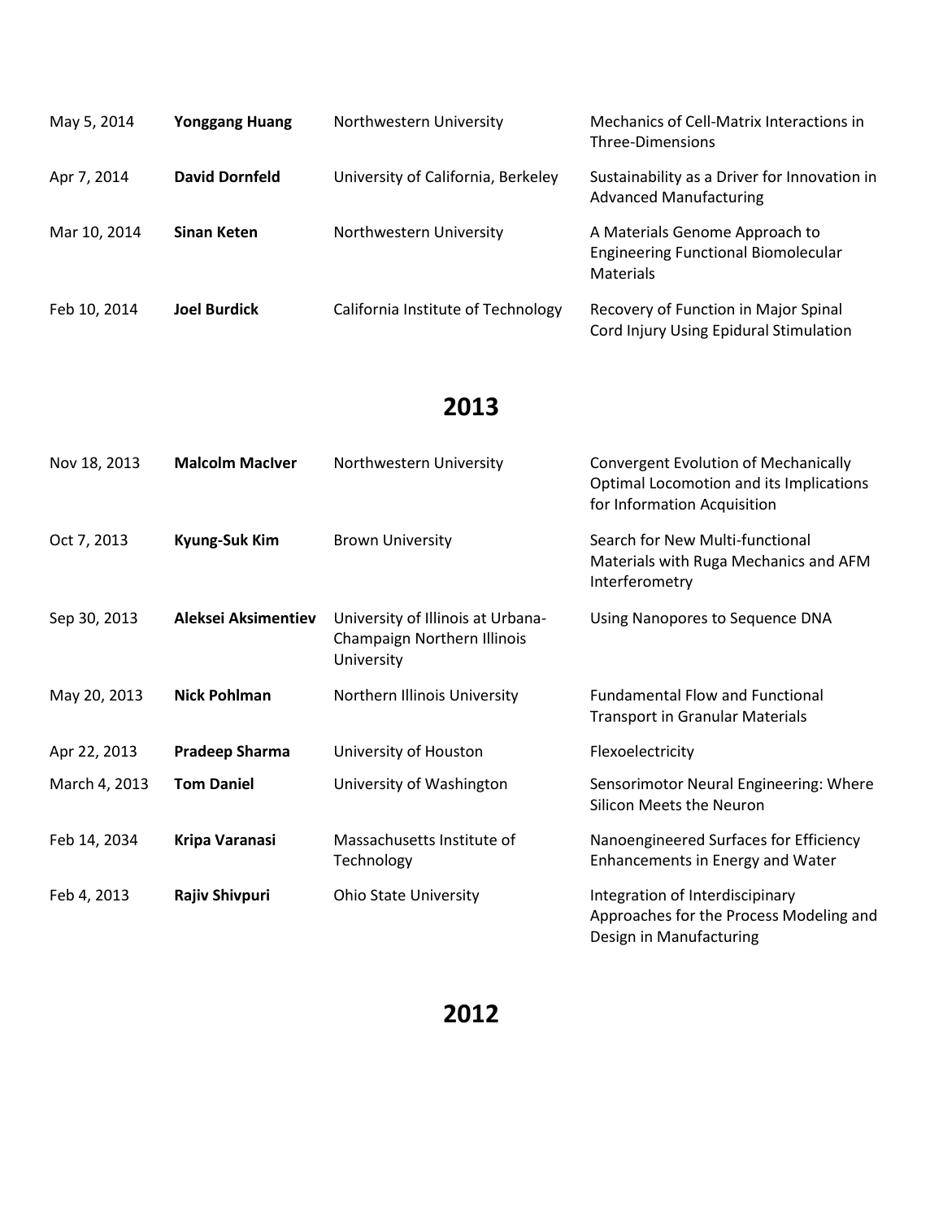| | | | |
|---|---|---|---|
| May 5, 2014 | **Yonggang Huang** | Northwestern University | Mechanics of Cell-Matrix Interactions in Three-Dimensions |
| Apr 7, 2014 | **David Dornfeld** | University of California, Berkeley | Sustainability as a Driver for Innovation in Advanced Manufacturing |
| Mar 10, 2014 | **Sinan Keten** | Northwestern University | A Materials Genome Approach to Engineering Functional Biomolecular Materials |
| Feb 10, 2014 | **Joel Burdick** | California Institute of Technology | Recovery of Function in Major Spinal Cord Injury Using Epidural Stimulation |

## 2013

| | | | |
|---|---|---|---|
| Nov 18, 2013 | **Malcolm MacIver** | Northwestern University | Convergent Evolution of Mechanically Optimal Locomotion and its Implications for Information Acquisition |
| Oct 7, 2013 | **Kyung-Suk Kim** | Brown University | Search for New Multi-functional Materials with Ruga Mechanics and AFM Interferometry |
| Sep 30, 2013 | **Aleksei Aksimentiev** | University of Illinois at Urbana-Champaign Northern Illinois University | Using Nanopores to Sequence DNA |
| May 20, 2013 | **Nick Pohlman** | Northern Illinois University | Fundamental Flow and Functional Transport in Granular Materials |
| Apr 22, 2013 | **Pradeep Sharma** | University of Houston | Flexoelectricity |
| March 4, 2013 | **Tom Daniel** | University of Washington | Sensorimotor Neural Engineering: Where Silicon Meets the Neuron |
| Feb 14, 2034 | **Kripa Varanasi** | Massachusetts Institute of Technology | Nanoengineered Surfaces for Efficiency Enhancements in Energy and Water |
| Feb 4, 2013 | **Rajiv Shivpuri** | Ohio State University | Integration of Interdiscipinary Approaches for the Process Modeling and Design in Manufacturing |

## 2012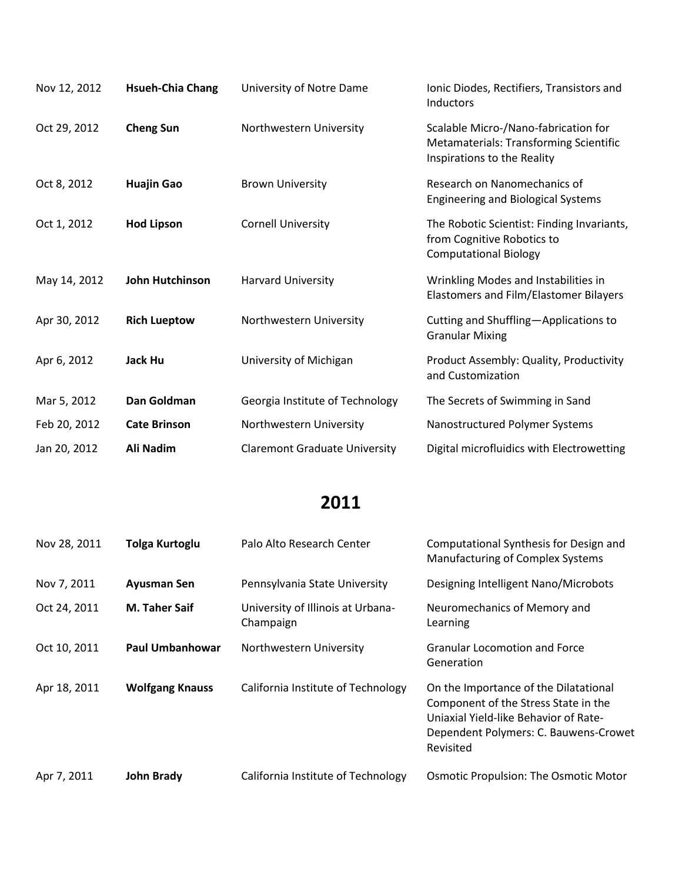| | | | |
|---|---|---|---|
| Nov 12, 2012 | **Hsueh-Chia Chang** | University of Notre Dame | Ionic Diodes, Rectifiers, Transistors and Inductors |
| Oct 29, 2012 | **Cheng Sun** | Northwestern University | Scalable Micro-/Nano-fabrication for Metamaterials: Transforming Scientific Inspirations to the Reality |
| Oct 8, 2012 | **Huajin Gao** | Brown University | Research on Nanomechanics of Engineering and Biological Systems |
| Oct 1, 2012 | **Hod Lipson** | Cornell University | The Robotic Scientist: Finding Invariants, from Cognitive Robotics to Computational Biology |
| May 14, 2012 | **John Hutchinson** | Harvard University | Wrinkling Modes and Instabilities in Elastomers and Film/Elastomer Bilayers |
| Apr 30, 2012 | **Rich Lueptow** | Northwestern University | Cutting and Shuffling—Applications to Granular Mixing |
| Apr 6, 2012 | **Jack Hu** | University of Michigan | Product Assembly: Quality, Productivity and Customization |
| Mar 5, 2012 | **Dan Goldman** | Georgia Institute of Technology | The Secrets of Swimming in Sand |
| Feb 20, 2012 | **Cate Brinson** | Northwestern University | Nanostructured Polymer Systems |
| Jan 20, 2012 | **Ali Nadim** | Claremont Graduate University | Digital microfluidics with Electrowetting |

## 2011

| | | | |
|---|---|---|---|
| Nov 28, 2011 | **Tolga Kurtoglu** | Palo Alto Research Center | Computational Synthesis for Design and Manufacturing of Complex Systems |
| Nov 7, 2011 | **Ayusman Sen** | Pennsylvania State University | Designing Intelligent Nano/Microbots |
| Oct 24, 2011 | **M. Taher Saif** | University of Illinois at Urbana-Champaign | Neuromechanics of Memory and Learning |
| Oct 10, 2011 | **Paul Umbanhowar** | Northwestern University | Granular Locomotion and Force Generation |
| Apr 18, 2011 | **Wolfgang Knauss** | California Institute of Technology | On the Importance of the Dilatational Component of the Stress State in the Uniaxial Yield-like Behavior of Rate-Dependent Polymers: C. Bauwens-Crowet Revisited |
| Apr 7, 2011 | **John Brady** | California Institute of Technology | Osmotic Propulsion: The Osmotic Motor |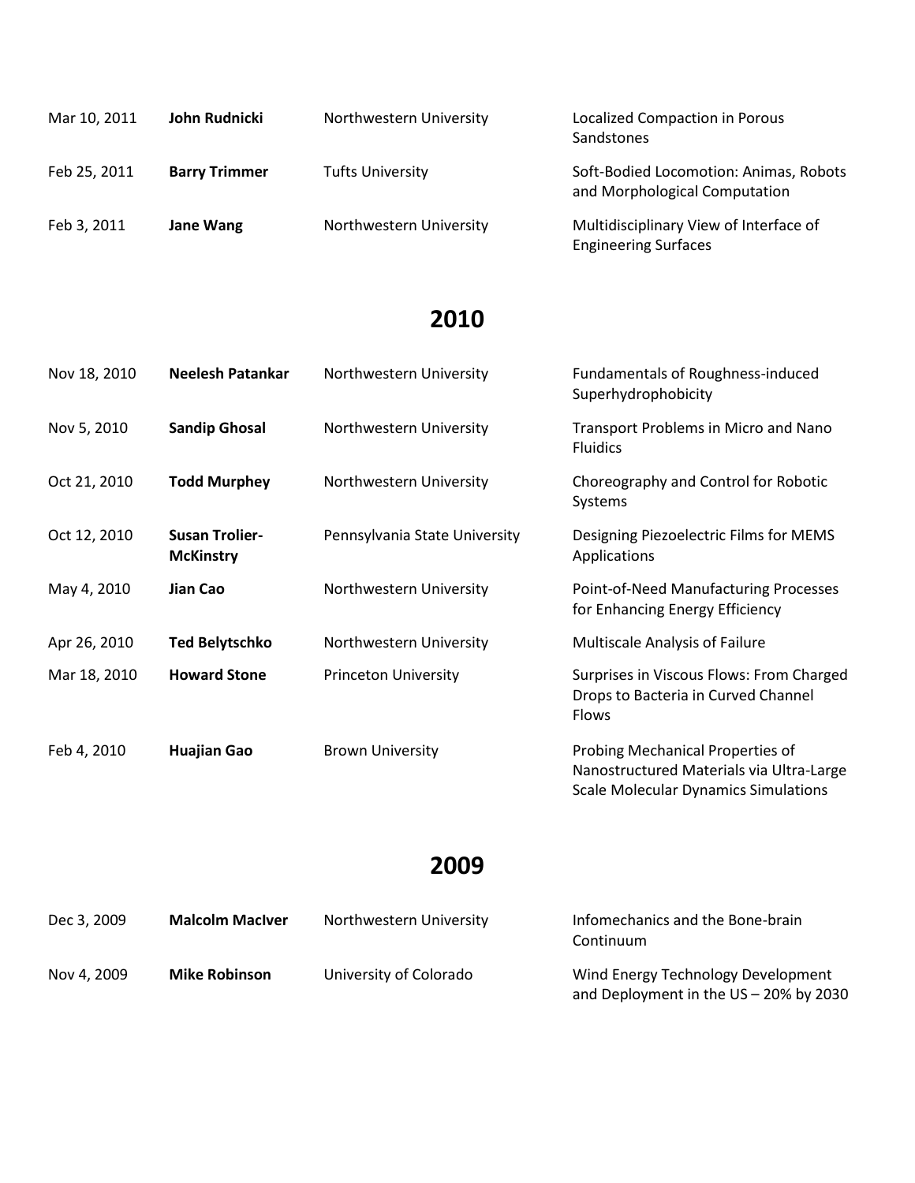| | | | |
|---|---|---|---|
| Mar 10, 2011 | **John Rudnicki** | Northwestern University | Localized Compaction in Porous Sandstones |
| Feb 25, 2011 | **Barry Trimmer** | Tufts University | Soft-Bodied Locomotion: Animas, Robots and Morphological Computation |
| Feb 3, 2011 | **Jane Wang** | Northwestern University | Multidisciplinary View of Interface of Engineering Surfaces |

## 2010

| | | | |
|---|---|---|---|
| Nov 18, 2010 | **Neelesh Patankar** | Northwestern University | Fundamentals of Roughness-induced Superhydrophobicity |
| Nov 5, 2010 | **Sandip Ghosal** | Northwestern University | Transport Problems in Micro and Nano Fluidics |
| Oct 21, 2010 | **Todd Murphey** | Northwestern University | Choreography and Control for Robotic Systems |
| Oct 12, 2010 | **Susan Trolier-McKinstry** | Pennsylvania State University | Designing Piezoelectric Films for MEMS Applications |
| May 4, 2010 | **Jian Cao** | Northwestern University | Point-of-Need Manufacturing Processes for Enhancing Energy Efficiency |
| Apr 26, 2010 | **Ted Belytschko** | Northwestern University | Multiscale Analysis of Failure |
| Mar 18, 2010 | **Howard Stone** | Princeton University | Surprises in Viscous Flows: From Charged Drops to Bacteria in Curved Channel Flows |
| Feb 4, 2010 | **Huajian Gao** | Brown University | Probing Mechanical Properties of Nanostructured Materials via Ultra-Large Scale Molecular Dynamics Simulations |

## 2009

| | | | |
|---|---|---|---|
| Dec 3, 2009 | **Malcolm MacIver** | Northwestern University | Infomechanics and the Bone-brain Continuum |
| Nov 4, 2009 | **Mike Robinson** | University of Colorado | Wind Energy Technology Development and Deployment in the US – 20% by 2030 |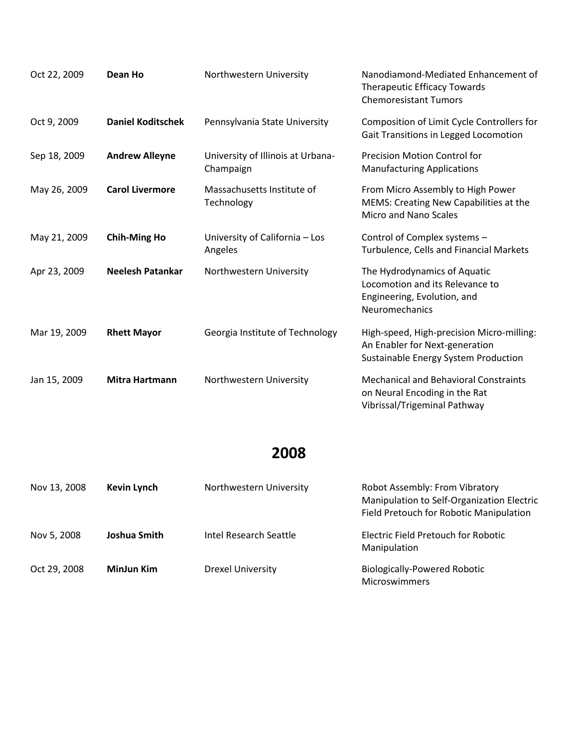| | | | |
|---|---|---|---|
| Oct 22, 2009 | **Dean Ho** | Northwestern University | Nanodiamond-Mediated Enhancement of Therapeutic Efficacy Towards Chemoresistant Tumors |
| Oct 9, 2009 | **Daniel Koditschek** | Pennsylvania State University | Composition of Limit Cycle Controllers for Gait Transitions in Legged Locomotion |
| Sep 18, 2009 | **Andrew Alleyne** | University of Illinois at Urbana-Champaign | Precision Motion Control for Manufacturing Applications |
| May 26, 2009 | **Carol Livermore** | Massachusetts Institute of Technology | From Micro Assembly to High Power MEMS: Creating New Capabilities at the Micro and Nano Scales |
| May 21, 2009 | **Chih-Ming Ho** | University of California – Los Angeles | Control of Complex systems – Turbulence, Cells and Financial Markets |
| Apr 23, 2009 | **Neelesh Patankar** | Northwestern University | The Hydrodynamics of Aquatic Locomotion and its Relevance to Engineering, Evolution, and Neuromechanics |
| Mar 19, 2009 | **Rhett Mayor** | Georgia Institute of Technology | High-speed, High-precision Micro-milling: An Enabler for Next-generation Sustainable Energy System Production |
| Jan 15, 2009 | **Mitra Hartmann** | Northwestern University | Mechanical and Behavioral Constraints on Neural Encoding in the Rat Vibrissal/Trigeminal Pathway |

## 2008

| | | | |
|---|---|---|---|
| Nov 13, 2008 | **Kevin Lynch** | Northwestern University | Robot Assembly: From Vibratory Manipulation to Self-Organization Electric Field Pretouch for Robotic Manipulation |
| Nov 5, 2008 | **Joshua Smith** | Intel Research Seattle | Electric Field Pretouch for Robotic Manipulation |
| Oct 29, 2008 | **MinJun Kim** | Drexel University | Biologically-Powered Robotic Microswimmers |